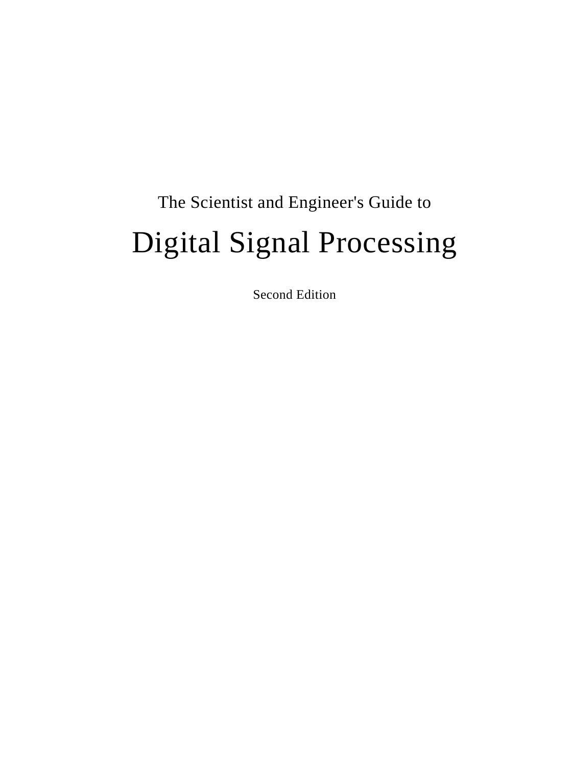The Scientist and Engineer's Guide to

# Digital Signal Processing

Second Edition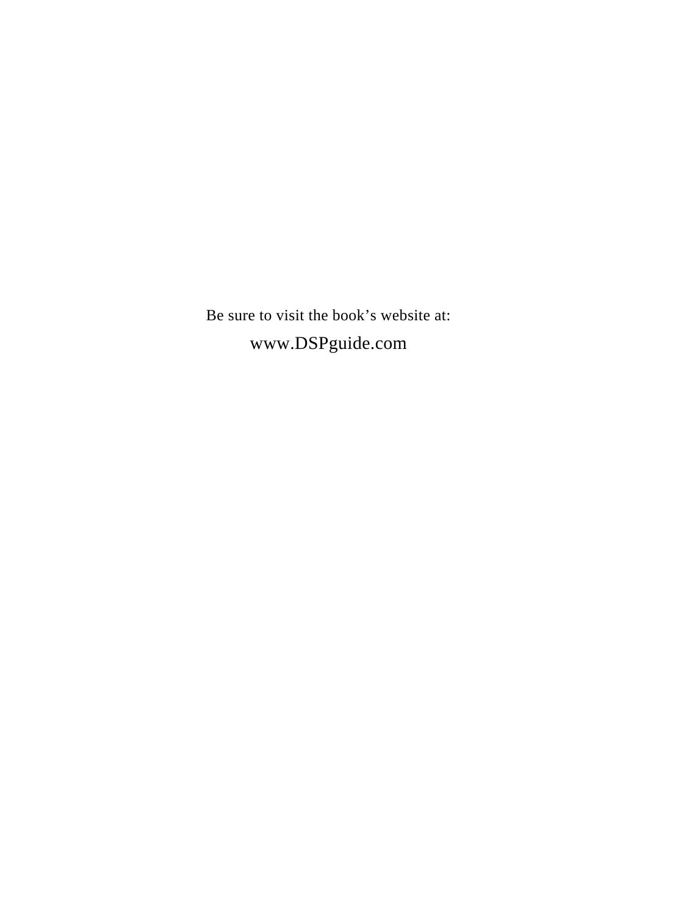Be sure to visit the book's website at:

www.DSPguide.com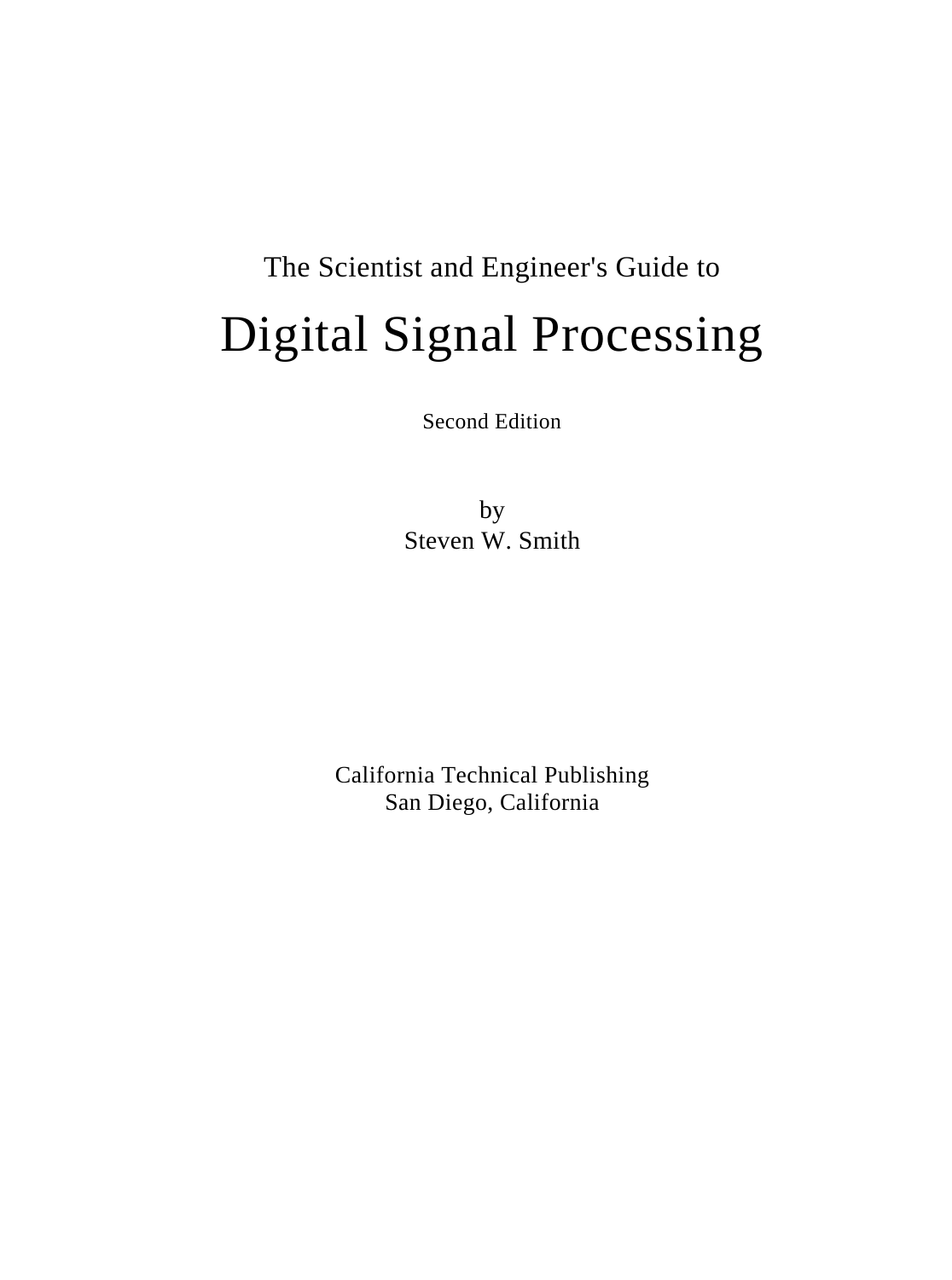The Scientist and Engineer's Guide to

# Digital Signal Processing

Second Edition

by
Steven W. Smith

California Technical Publishing
San Diego, California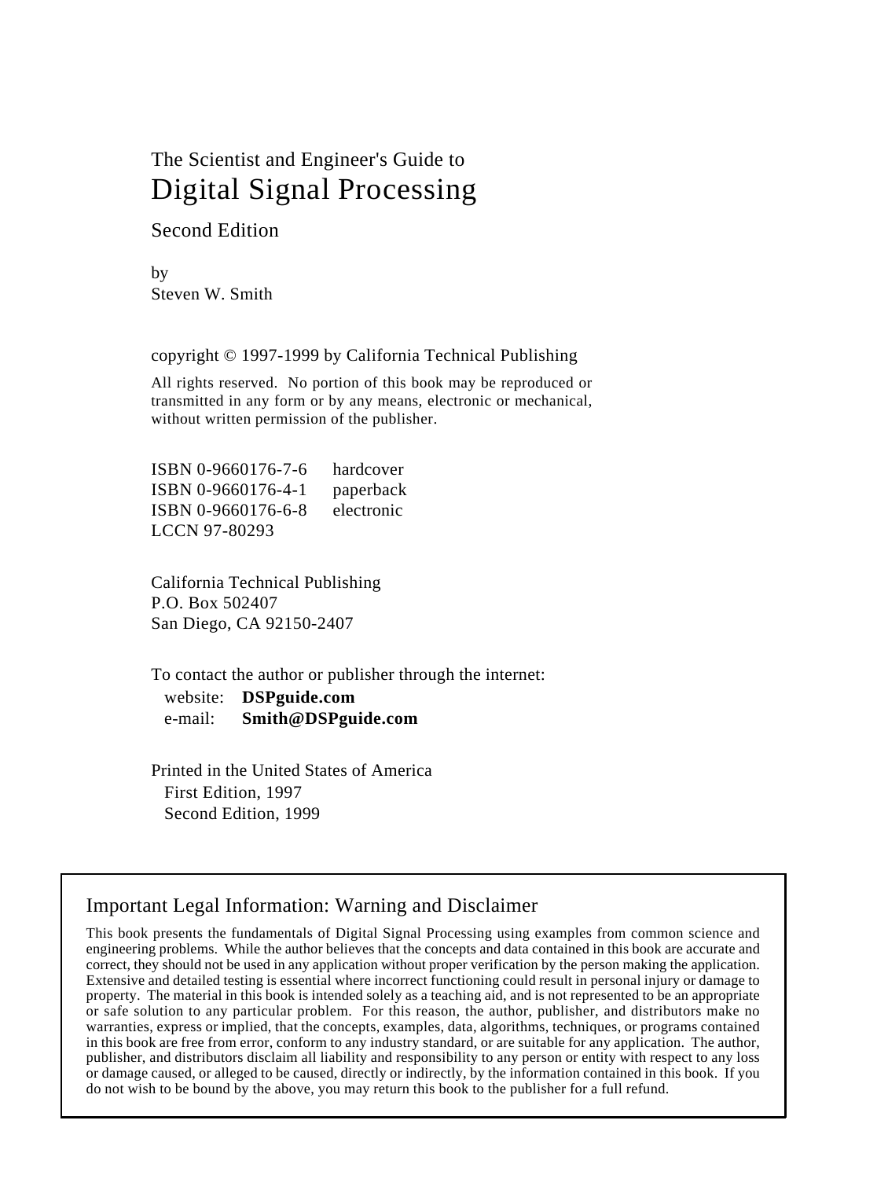The Scientist and Engineer's Guide to

# Digital Signal Processing

Second Edition

by
Steven W. Smith

copyright © 1997-1999 by California Technical Publishing

All rights reserved. No portion of this book may be reproduced or transmitted in any form or by any means, electronic or mechanical, without written permission of the publisher.

ISBN 0-9660176-7-6 hardcover
ISBN 0-9660176-4-1 paperback
ISBN 0-9660176-6-8 electronic
LCCN 97-80293

California Technical Publishing
P.O. Box 502407
San Diego, CA 92150-2407

To contact the author or publisher through the internet:
website: **DSPguide.com**
e-mail: **Smith@DSPguide.com**

Printed in the United States of America
First Edition, 1997
Second Edition, 1999

## Important Legal Information: Warning and Disclaimer

This book presents the fundamentals of Digital Signal Processing using examples from common science and engineering problems. While the author believes that the concepts and data contained in this book are accurate and correct, they should not be used in any application without proper verification by the person making the application. Extensive and detailed testing is essential where incorrect functioning could result in personal injury or damage to property. The material in this book is intended solely as a teaching aid, and is not represented to be an appropriate or safe solution to any particular problem. For this reason, the author, publisher, and distributors make no warranties, express or implied, that the concepts, examples, data, algorithms, techniques, or programs contained in this book are free from error, conform to any industry standard, or are suitable for any application. The author, publisher, and distributors disclaim all liability and responsibility to any person or entity with respect to any loss or damage caused, or alleged to be caused, directly or indirectly, by the information contained in this book. If you do not wish to be bound by the above, you may return this book to the publisher for a full refund.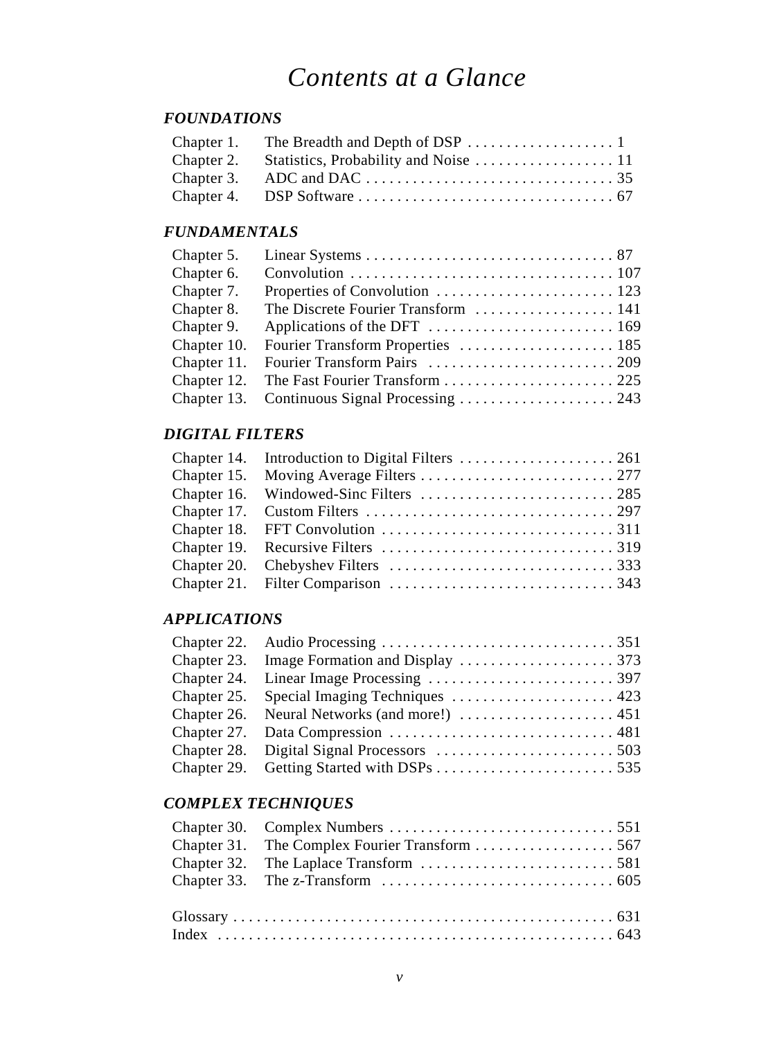# *Contents at a Glance*

## *FOUNDATIONS*

| | | |
|---|---|---|
| Chapter 1. | The Breadth and Depth of DSP | 1 |
| Chapter 2. | Statistics, Probability and Noise | 11 |
| Chapter 3. | ADC and DAC | 35 |
| Chapter 4. | DSP Software | 67 |

## *FUNDAMENTALS*

| | | |
|---|---|---|
| Chapter 5. | Linear Systems | 87 |
| Chapter 6. | Convolution | 107 |
| Chapter 7. | Properties of Convolution | 123 |
| Chapter 8. | The Discrete Fourier Transform | 141 |
| Chapter 9. | Applications of the DFT | 169 |
| Chapter 10. | Fourier Transform Properties | 185 |
| Chapter 11. | Fourier Transform Pairs | 209 |
| Chapter 12. | The Fast Fourier Transform | 225 |
| Chapter 13. | Continuous Signal Processing | 243 |

## *DIGITAL FILTERS*

| | | |
|---|---|---|
| Chapter 14. | Introduction to Digital Filters | 261 |
| Chapter 15. | Moving Average Filters | 277 |
| Chapter 16. | Windowed-Sinc Filters | 285 |
| Chapter 17. | Custom Filters | 297 |
| Chapter 18. | FFT Convolution | 311 |
| Chapter 19. | Recursive Filters | 319 |
| Chapter 20. | Chebyshev Filters | 333 |
| Chapter 21. | Filter Comparison | 343 |

## *APPLICATIONS*

| | | |
|---|---|---|
| Chapter 22. | Audio Processing | 351 |
| Chapter 23. | Image Formation and Display | 373 |
| Chapter 24. | Linear Image Processing | 397 |
| Chapter 25. | Special Imaging Techniques | 423 |
| Chapter 26. | Neural Networks (and more!) | 451 |
| Chapter 27. | Data Compression | 481 |
| Chapter 28. | Digital Signal Processors | 503 |
| Chapter 29. | Getting Started with DSPs | 535 |

## *COMPLEX TECHNIQUES*

| | | |
|---|---|---|
| Chapter 30. | Complex Numbers | 551 |
| Chapter 31. | The Complex Fourier Transform | 567 |
| Chapter 32. | The Laplace Transform | 581 |
| Chapter 33. | The z-Transform | 605 |

| | |
|---|---|
| Glossary | 631 |
| Index | 643 |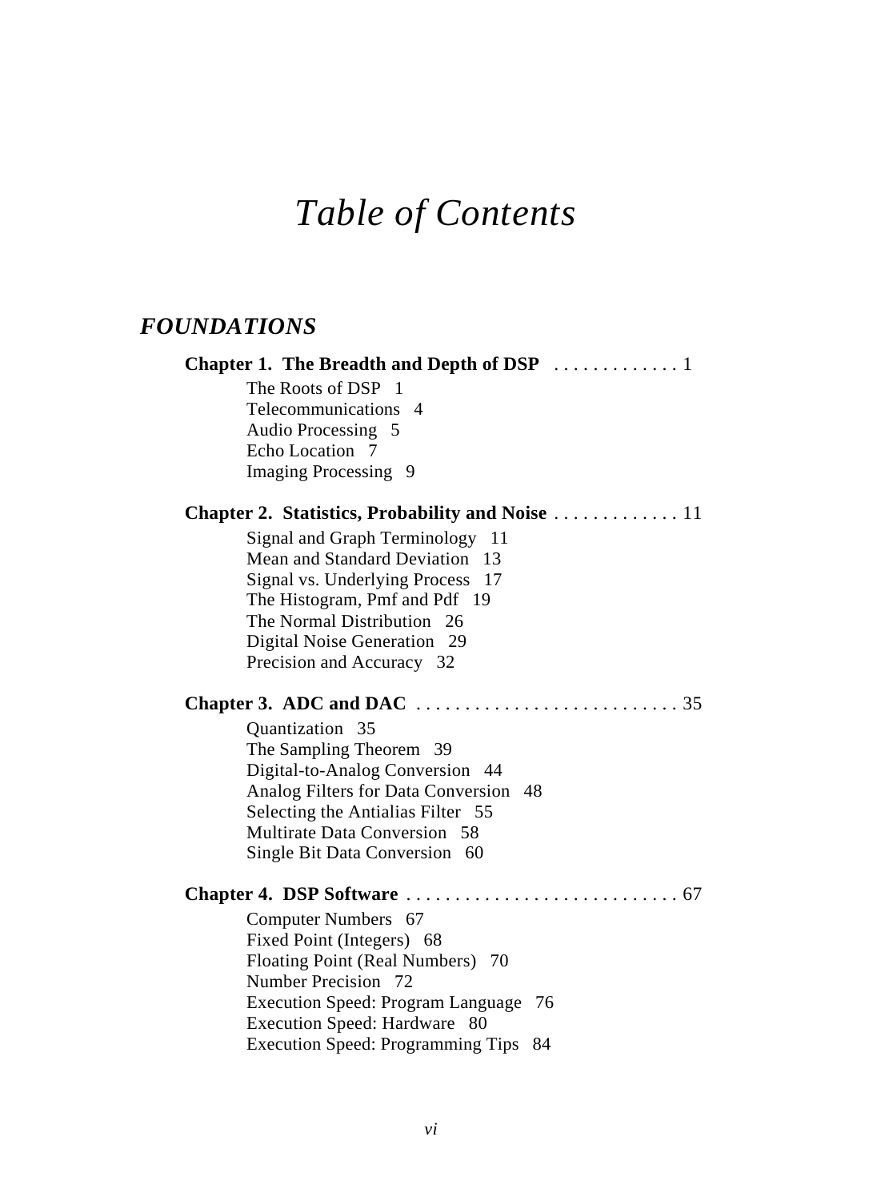# *Table of Contents*

## *FOUNDATIONS*

**Chapter 1. The Breadth and Depth of DSP** . . . . . . . . . . . . . 1

- The Roots of DSP 1
- Telecommunications 4
- Audio Processing 5
- Echo Location 7
- Imaging Processing 9

**Chapter 2. Statistics, Probability and Noise** . . . . . . . . . . . . . 11

- Signal and Graph Terminology 11
- Mean and Standard Deviation 13
- Signal vs. Underlying Process 17
- The Histogram, Pmf and Pdf 19
- The Normal Distribution 26
- Digital Noise Generation 29
- Precision and Accuracy 32

**Chapter 3. ADC and DAC** . . . . . . . . . . . . . . . . . . . . . . . . . . . 35

- Quantization 35
- The Sampling Theorem 39
- Digital-to-Analog Conversion 44
- Analog Filters for Data Conversion 48
- Selecting the Antialias Filter 55
- Multirate Data Conversion 58
- Single Bit Data Conversion 60

**Chapter 4. DSP Software** . . . . . . . . . . . . . . . . . . . . . . . . . . . . 67

- Computer Numbers 67
- Fixed Point (Integers) 68
- Floating Point (Real Numbers) 70
- Number Precision 72
- Execution Speed: Program Language 76
- Execution Speed: Hardware 80
- Execution Speed: Programming Tips 84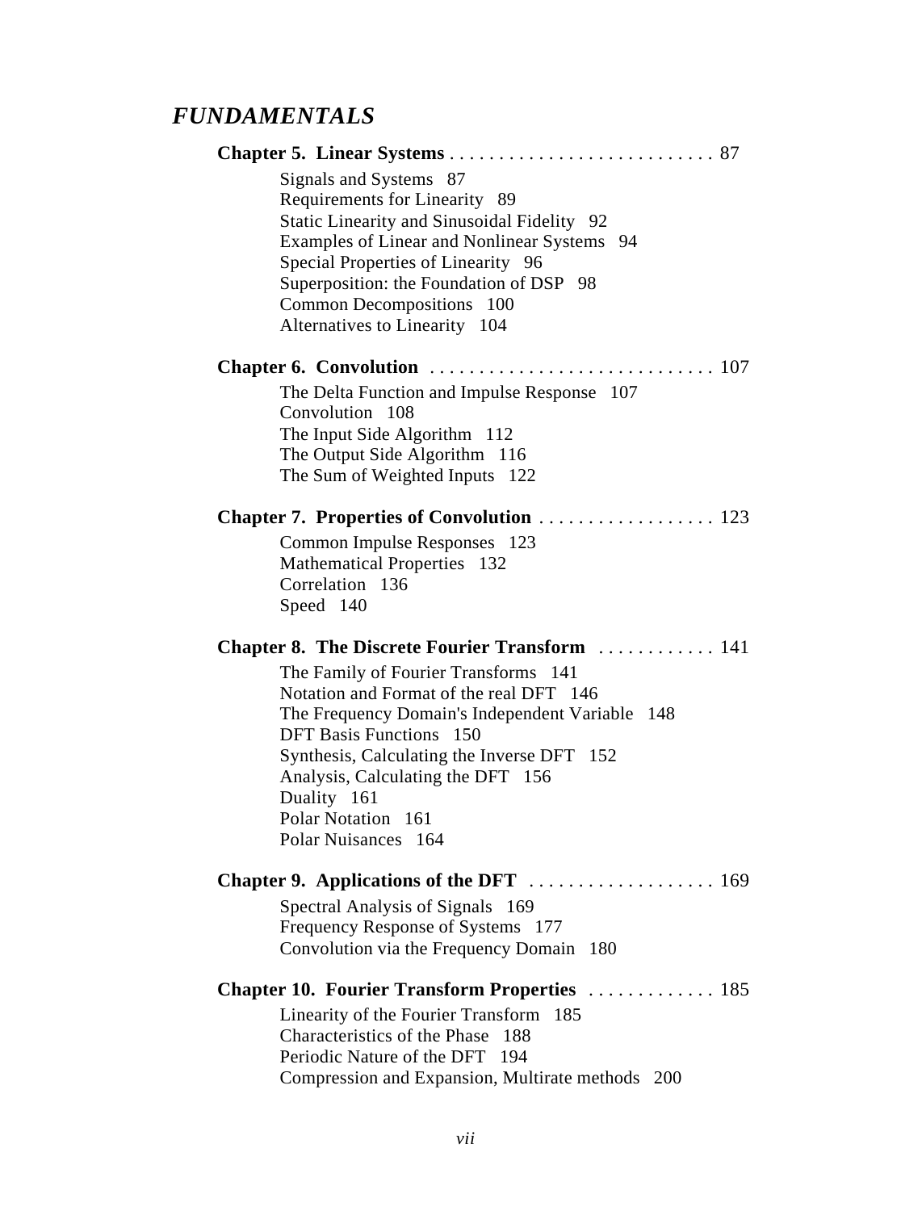## *FUNDAMENTALS*

**Chapter 5. Linear Systems** . . . . . . . . . . . . . . . . . . . . . . . . . . . 87

Signals and Systems 87
Requirements for Linearity 89
Static Linearity and Sinusoidal Fidelity 92
Examples of Linear and Nonlinear Systems 94
Special Properties of Linearity 96
Superposition: the Foundation of DSP 98
Common Decompositions 100
Alternatives to Linearity 104

**Chapter 6. Convolution** . . . . . . . . . . . . . . . . . . . . . . . . . . . . 107

The Delta Function and Impulse Response 107
Convolution 108
The Input Side Algorithm 112
The Output Side Algorithm 116
The Sum of Weighted Inputs 122

**Chapter 7. Properties of Convolution** . . . . . . . . . . . . . . . . . . 123

Common Impulse Responses 123
Mathematical Properties 132
Correlation 136
Speed 140

**Chapter 8. The Discrete Fourier Transform** . . . . . . . . . . . . 141

The Family of Fourier Transforms 141
Notation and Format of the real DFT 146
The Frequency Domain's Independent Variable 148
DFT Basis Functions 150
Synthesis, Calculating the Inverse DFT 152
Analysis, Calculating the DFT 156
Duality 161
Polar Notation 161
Polar Nuisances 164

**Chapter 9. Applications of the DFT** . . . . . . . . . . . . . . . . . . . 169

Spectral Analysis of Signals 169
Frequency Response of Systems 177
Convolution via the Frequency Domain 180

**Chapter 10. Fourier Transform Properties** . . . . . . . . . . . . . 185

Linearity of the Fourier Transform 185
Characteristics of the Phase 188
Periodic Nature of the DFT 194
Compression and Expansion, Multirate methods 200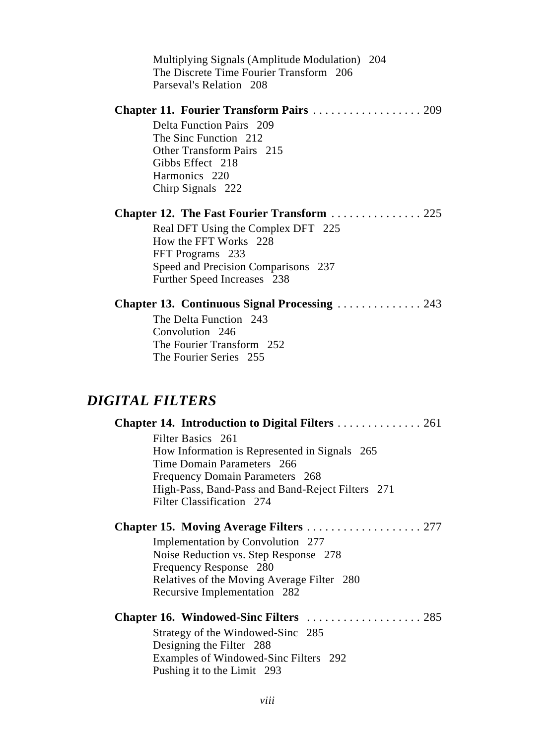Multiplying Signals (Amplitude Modulation) 204
The Discrete Time Fourier Transform 206
Parseval's Relation 208

**Chapter 11. Fourier Transform Pairs** .................. 209

Delta Function Pairs 209
The Sinc Function 212
Other Transform Pairs 215
Gibbs Effect 218
Harmonics 220
Chirp Signals 222

**Chapter 12. The Fast Fourier Transform** ............... 225

Real DFT Using the Complex DFT 225
How the FFT Works 228
FFT Programs 233
Speed and Precision Comparisons 237
Further Speed Increases 238

**Chapter 13. Continuous Signal Processing** .............. 243

The Delta Function 243
Convolution 246
The Fourier Transform 252
The Fourier Series 255

## *DIGITAL FILTERS*

**Chapter 14. Introduction to Digital Filters** .............. 261

Filter Basics 261
How Information is Represented in Signals 265
Time Domain Parameters 266
Frequency Domain Parameters 268
High-Pass, Band-Pass and Band-Reject Filters 271
Filter Classification 274

**Chapter 15. Moving Average Filters** ................... 277

Implementation by Convolution 277
Noise Reduction vs. Step Response 278
Frequency Response 280
Relatives of the Moving Average Filter 280
Recursive Implementation 282

**Chapter 16. Windowed-Sinc Filters** ................... 285

Strategy of the Windowed-Sinc 285
Designing the Filter 288
Examples of Windowed-Sinc Filters 292
Pushing it to the Limit 293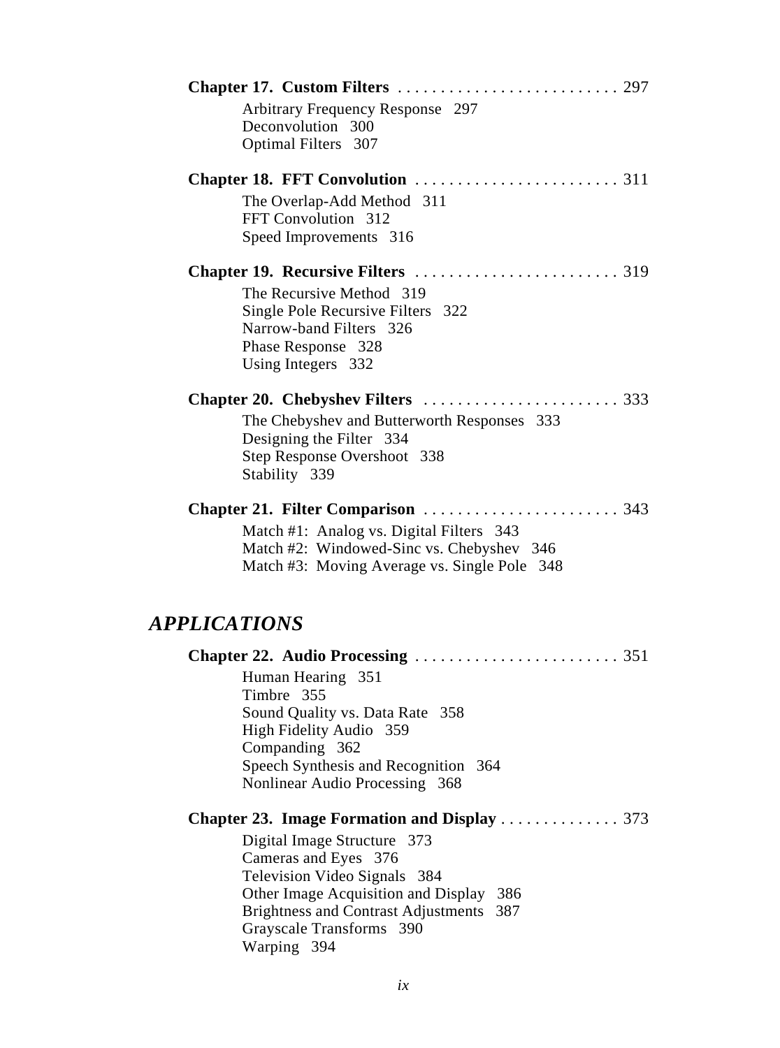**Chapter 17. Custom Filters** . . . . . . . . . . . . . . . . . . . . . . . . . . 297

Arbitrary Frequency Response 297
Deconvolution 300
Optimal Filters 307

**Chapter 18. FFT Convolution** . . . . . . . . . . . . . . . . . . . . . . . . 311

The Overlap-Add Method 311
FFT Convolution 312
Speed Improvements 316

**Chapter 19. Recursive Filters** . . . . . . . . . . . . . . . . . . . . . . . . 319

The Recursive Method 319
Single Pole Recursive Filters 322
Narrow-band Filters 326
Phase Response 328
Using Integers 332

**Chapter 20. Chebyshev Filters** . . . . . . . . . . . . . . . . . . . . . . . 333

The Chebyshev and Butterworth Responses 333
Designing the Filter 334
Step Response Overshoot 338
Stability 339

**Chapter 21. Filter Comparison** . . . . . . . . . . . . . . . . . . . . . . . 343

Match #1: Analog vs. Digital Filters 343
Match #2: Windowed-Sinc vs. Chebyshev 346
Match #3: Moving Average vs. Single Pole 348

## *APPLICATIONS*

**Chapter 22. Audio Processing** . . . . . . . . . . . . . . . . . . . . . . . . 351

Human Hearing 351
Timbre 355
Sound Quality vs. Data Rate 358
High Fidelity Audio 359
Companding 362
Speech Synthesis and Recognition 364
Nonlinear Audio Processing 368

**Chapter 23. Image Formation and Display** . . . . . . . . . . . . . . 373

Digital Image Structure 373
Cameras and Eyes 376
Television Video Signals 384
Other Image Acquisition and Display 386
Brightness and Contrast Adjustments 387
Grayscale Transforms 390
Warping 394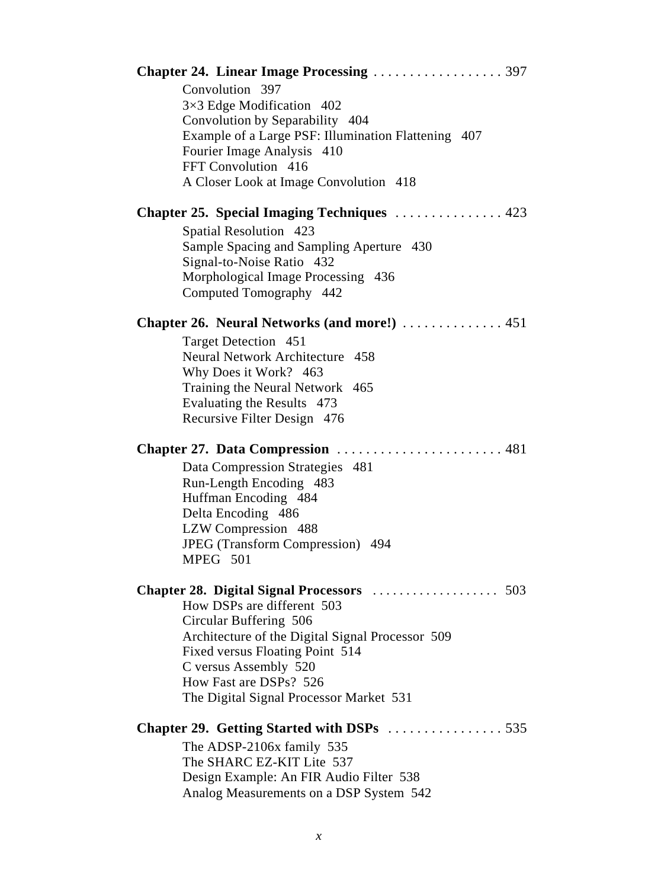**Chapter 24. Linear Image Processing** . . . . . . . . . . . . . . . . . . 397

- Convolution 397
- $3 \times 3$ Edge Modification 402
- Convolution by Separability 404
- Example of a Large PSF: Illumination Flattening 407
- Fourier Image Analysis 410
- FFT Convolution 416
- A Closer Look at Image Convolution 418

**Chapter 25. Special Imaging Techniques** . . . . . . . . . . . . . . . 423

- Spatial Resolution 423
- Sample Spacing and Sampling Aperture 430
- Signal-to-Noise Ratio 432
- Morphological Image Processing 436
- Computed Tomography 442

**Chapter 26. Neural Networks (and more!)** . . . . . . . . . . . . . . 451

- Target Detection 451
- Neural Network Architecture 458
- Why Does it Work? 463
- Training the Neural Network 465
- Evaluating the Results 473
- Recursive Filter Design 476

**Chapter 27. Data Compression** . . . . . . . . . . . . . . . . . . . . . . . 481

- Data Compression Strategies 481
- Run-Length Encoding 483
- Huffman Encoding 484
- Delta Encoding 486
- LZW Compression 488
- JPEG (Transform Compression) 494
- MPEG 501

**Chapter 28. Digital Signal Processors** . . . . . . . . . . . . . . . . . . . 503

- How DSPs are different 503
- Circular Buffering 506
- Architecture of the Digital Signal Processor 509
- Fixed versus Floating Point 514
- C versus Assembly 520
- How Fast are DSPs? 526
- The Digital Signal Processor Market 531

**Chapter 29. Getting Started with DSPs** . . . . . . . . . . . . . . . . 535

- The ADSP-2106x family 535
- The SHARC EZ-KIT Lite 537
- Design Example: An FIR Audio Filter 538
- Analog Measurements on a DSP System 542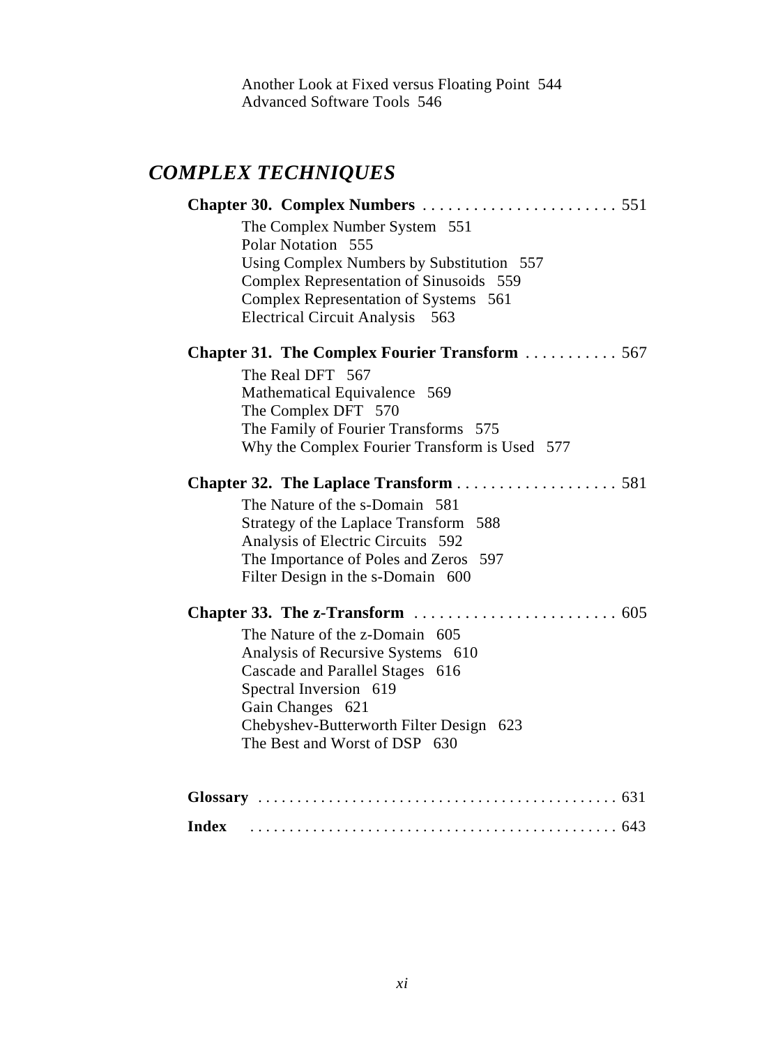Another Look at Fixed versus Floating Point 544
Advanced Software Tools 546

## *COMPLEX TECHNIQUES*

**Chapter 30. Complex Numbers** . . . . . . . . . . . . . . . . . . . . . . . 551

- The Complex Number System 551
- Polar Notation 555
- Using Complex Numbers by Substitution 557
- Complex Representation of Sinusoids 559
- Complex Representation of Systems 561
- Electrical Circuit Analysis 563

**Chapter 31. The Complex Fourier Transform** . . . . . . . . . . . 567

- The Real DFT 567
- Mathematical Equivalence 569
- The Complex DFT 570
- The Family of Fourier Transforms 575
- Why the Complex Fourier Transform is Used 577

**Chapter 32. The Laplace Transform** . . . . . . . . . . . . . . . . . . . 581

- The Nature of the s-Domain 581
- Strategy of the Laplace Transform 588
- Analysis of Electric Circuits 592
- The Importance of Poles and Zeros 597
- Filter Design in the s-Domain 600

**Chapter 33. The z-Transform** . . . . . . . . . . . . . . . . . . . . . . . . 605

- The Nature of the z-Domain 605
- Analysis of Recursive Systems 610
- Cascade and Parallel Stages 616
- Spectral Inversion 619
- Gain Changes 621
- Chebyshev-Butterworth Filter Design 623
- The Best and Worst of DSP 630

**Glossary** . . . . . . . . . . . . . . . . . . . . . . . . . . . . . . . . . . . . . . . . . . . . . 631

**Index** . . . . . . . . . . . . . . . . . . . . . . . . . . . . . . . . . . . . . . . . . . . . . . 643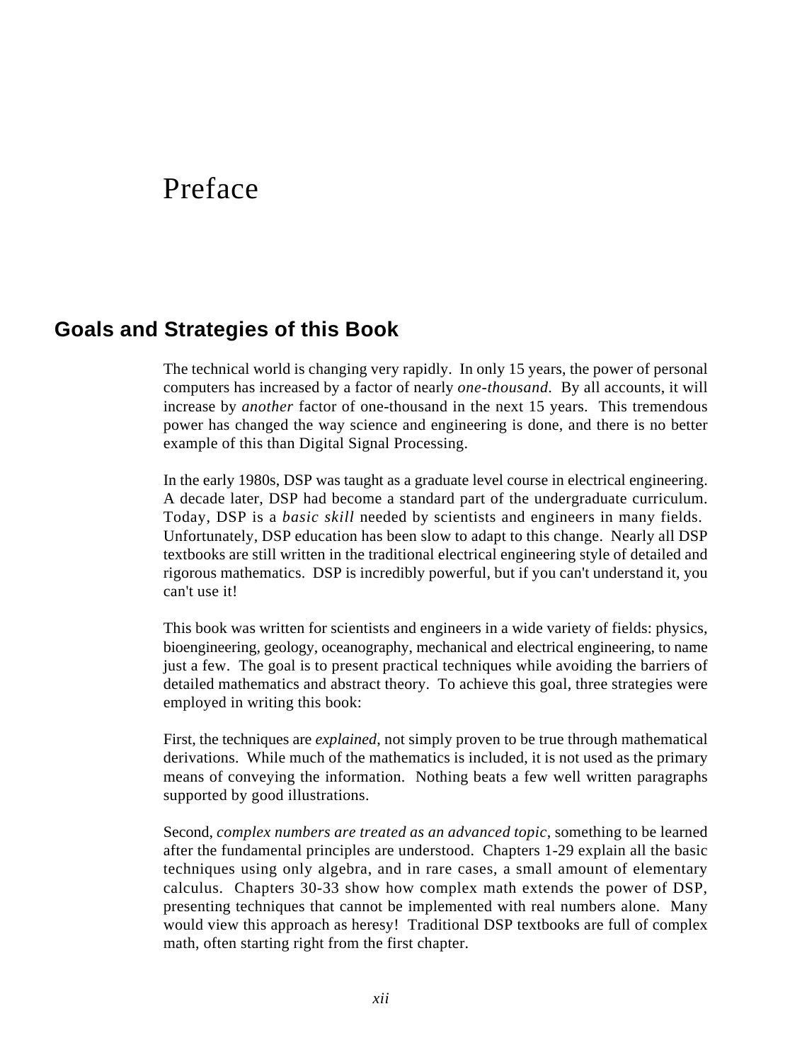# Preface

## Goals and Strategies of this Book

The technical world is changing very rapidly. In only 15 years, the power of personal computers has increased by a factor of nearly *one-thousand*. By all accounts, it will increase by *another* factor of one-thousand in the next 15 years. This tremendous power has changed the way science and engineering is done, and there is no better example of this than Digital Signal Processing.

In the early 1980s, DSP was taught as a graduate level course in electrical engineering. A decade later, DSP had become a standard part of the undergraduate curriculum. Today, DSP is a *basic skill* needed by scientists and engineers in many fields. Unfortunately, DSP education has been slow to adapt to this change. Nearly all DSP textbooks are still written in the traditional electrical engineering style of detailed and rigorous mathematics. DSP is incredibly powerful, but if you can't understand it, you can't use it!

This book was written for scientists and engineers in a wide variety of fields: physics, bioengineering, geology, oceanography, mechanical and electrical engineering, to name just a few. The goal is to present practical techniques while avoiding the barriers of detailed mathematics and abstract theory. To achieve this goal, three strategies were employed in writing this book:

First, the techniques are *explained*, not simply proven to be true through mathematical derivations. While much of the mathematics is included, it is not used as the primary means of conveying the information. Nothing beats a few well written paragraphs supported by good illustrations.

Second, *complex numbers are treated as an advanced topic*, something to be learned after the fundamental principles are understood. Chapters 1-29 explain all the basic techniques using only algebra, and in rare cases, a small amount of elementary calculus. Chapters 30-33 show how complex math extends the power of DSP, presenting techniques that cannot be implemented with real numbers alone. Many would view this approach as heresy! Traditional DSP textbooks are full of complex math, often starting right from the first chapter.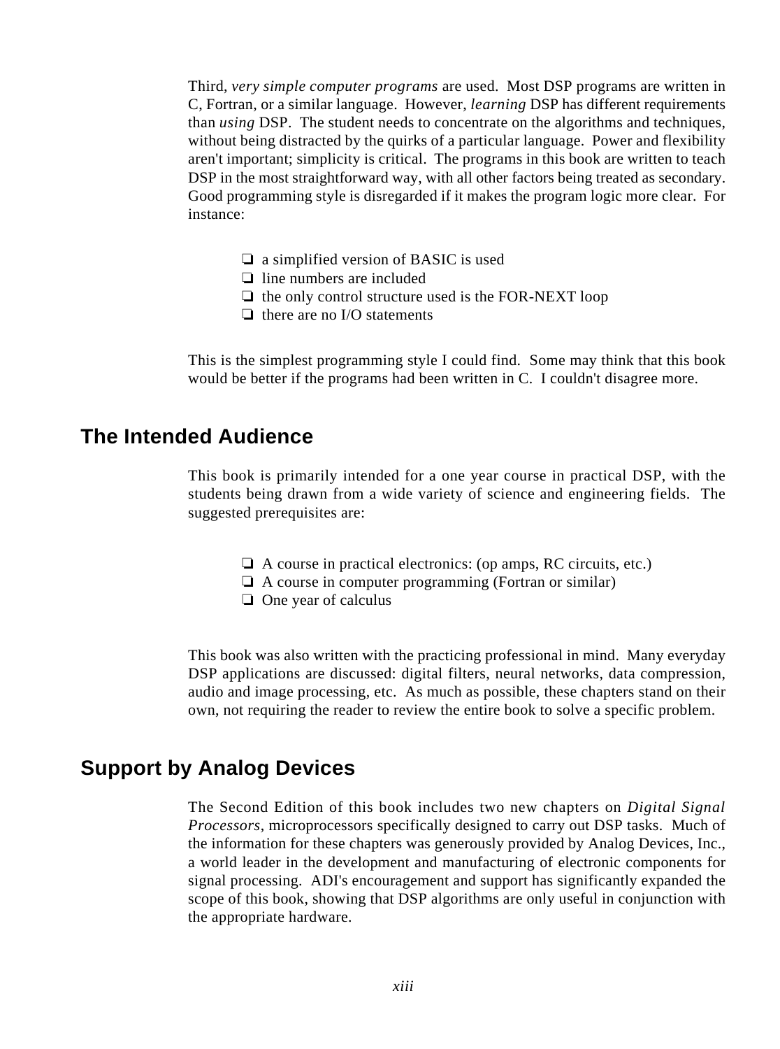Third, *very simple computer programs* are used. Most DSP programs are written in C, Fortran, or a similar language. However, *learning* DSP has different requirements than *using* DSP. The student needs to concentrate on the algorithms and techniques, without being distracted by the quirks of a particular language. Power and flexibility aren't important; simplicity is critical. The programs in this book are written to teach DSP in the most straightforward way, with all other factors being treated as secondary. Good programming style is disregarded if it makes the program logic more clear. For instance:

- a simplified version of BASIC is used
- line numbers are included
- the only control structure used is the FOR-NEXT loop
- there are no I/O statements

This is the simplest programming style I could find. Some may think that this book would be better if the programs had been written in C. I couldn't disagree more.

## The Intended Audience

This book is primarily intended for a one year course in practical DSP, with the students being drawn from a wide variety of science and engineering fields. The suggested prerequisites are:

- A course in practical electronics: (op amps, RC circuits, etc.)
- A course in computer programming (Fortran or similar)
- One year of calculus

This book was also written with the practicing professional in mind. Many everyday DSP applications are discussed: digital filters, neural networks, data compression, audio and image processing, etc. As much as possible, these chapters stand on their own, not requiring the reader to review the entire book to solve a specific problem.

## Support by Analog Devices

The Second Edition of this book includes two new chapters on *Digital Signal Processors*, microprocessors specifically designed to carry out DSP tasks. Much of the information for these chapters was generously provided by Analog Devices, Inc., a world leader in the development and manufacturing of electronic components for signal processing. ADI's encouragement and support has significantly expanded the scope of this book, showing that DSP algorithms are only useful in conjunction with the appropriate hardware.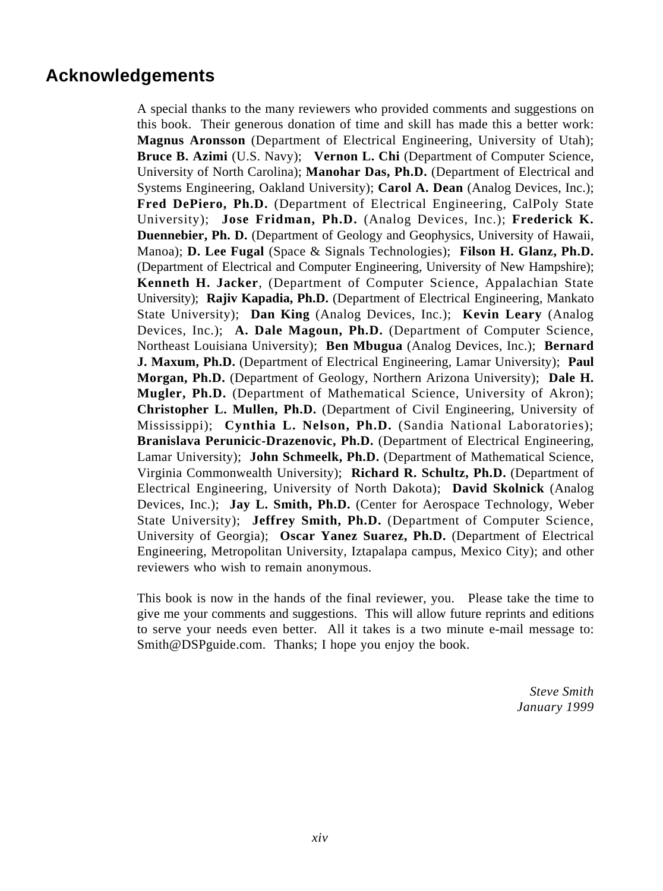## Acknowledgements

A special thanks to the many reviewers who provided comments and suggestions on this book. Their generous donation of time and skill has made this a better work: **Magnus Aronsson** (Department of Electrical Engineering, University of Utah); **Bruce B. Azimi** (U.S. Navy); **Vernon L. Chi** (Department of Computer Science, University of North Carolina); **Manohar Das, Ph.D.** (Department of Electrical and Systems Engineering, Oakland University); **Carol A. Dean** (Analog Devices, Inc.); **Fred DePiero, Ph.D.** (Department of Electrical Engineering, CalPoly State University); **Jose Fridman, Ph.D.** (Analog Devices, Inc.); **Frederick K. Duennebier, Ph. D.** (Department of Geology and Geophysics, University of Hawaii, Manoa); **D. Lee Fugal** (Space & Signals Technologies); **Filson H. Glanz, Ph.D.** (Department of Electrical and Computer Engineering, University of New Hampshire); **Kenneth H. Jacker**, (Department of Computer Science, Appalachian State University); **Rajiv Kapadia, Ph.D.** (Department of Electrical Engineering, Mankato State University); **Dan King** (Analog Devices, Inc.); **Kevin Leary** (Analog Devices, Inc.); **A. Dale Magoun, Ph.D.** (Department of Computer Science, Northeast Louisiana University); **Ben Mbugua** (Analog Devices, Inc.); **Bernard J. Maxum, Ph.D.** (Department of Electrical Engineering, Lamar University); **Paul Morgan, Ph.D.** (Department of Geology, Northern Arizona University); **Dale H. Mugler, Ph.D.** (Department of Mathematical Science, University of Akron); **Christopher L. Mullen, Ph.D.** (Department of Civil Engineering, University of Mississippi); **Cynthia L. Nelson, Ph.D.** (Sandia National Laboratories); **Branislava Perunicic-Drazenovic, Ph.D.** (Department of Electrical Engineering, Lamar University); **John Schmeelk, Ph.D.** (Department of Mathematical Science, Virginia Commonwealth University); **Richard R. Schultz, Ph.D.** (Department of Electrical Engineering, University of North Dakota); **David Skolnick** (Analog Devices, Inc.); **Jay L. Smith, Ph.D.** (Center for Aerospace Technology, Weber State University); **Jeffrey Smith, Ph.D.** (Department of Computer Science, University of Georgia); **Oscar Yanez Suarez, Ph.D.** (Department of Electrical Engineering, Metropolitan University, Iztapalapa campus, Mexico City); and other reviewers who wish to remain anonymous.

This book is now in the hands of the final reviewer, you. Please take the time to give me your comments and suggestions. This will allow future reprints and editions to serve your needs even better. All it takes is a two minute e-mail message to: Smith@DSPguide.com. Thanks; I hope you enjoy the book.

*Steve Smith*
*January 1999*